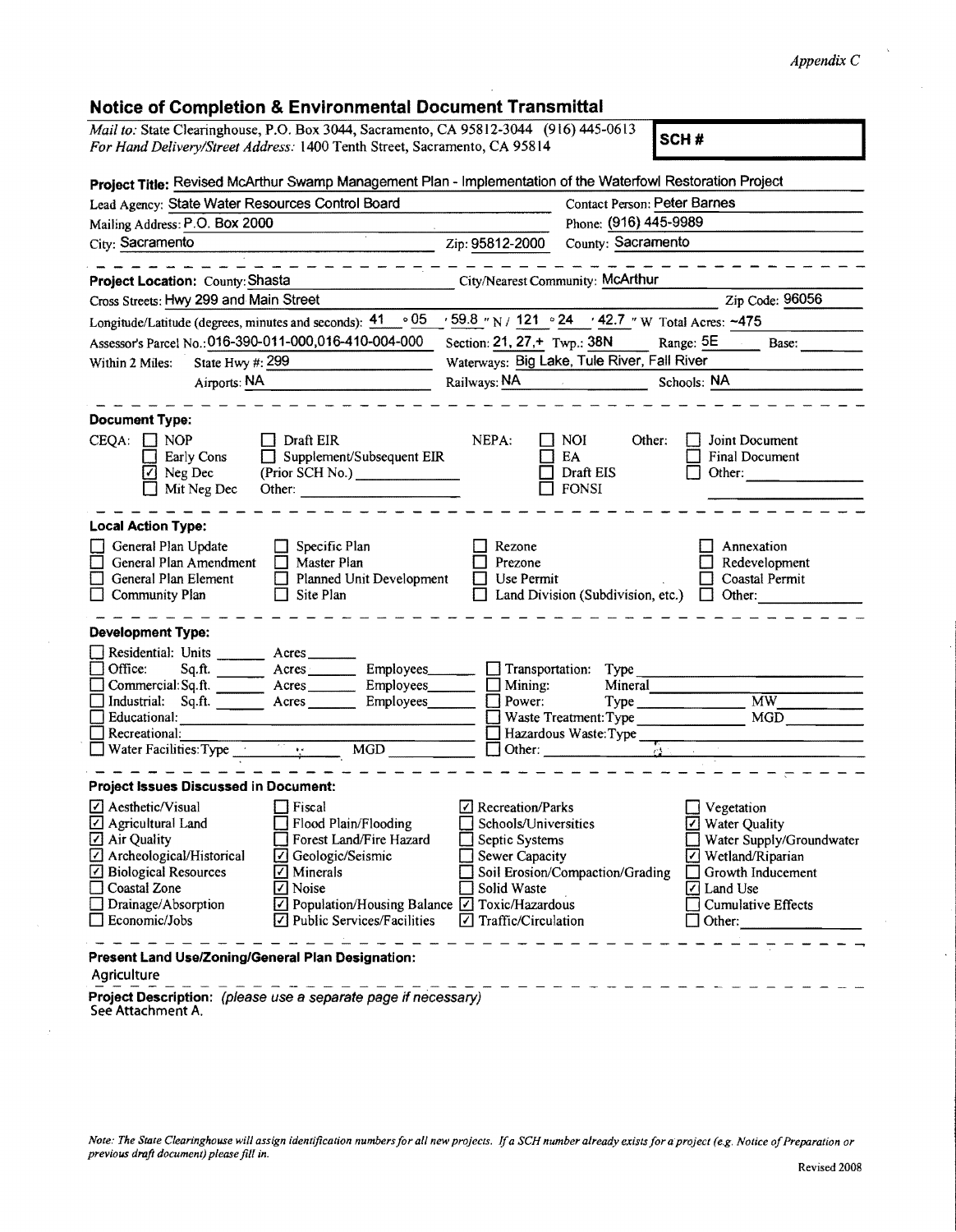*Appendix C*

## Notice of Completion & Environmental Document Transmittal

*Mail to:* State Clearinghouse, P.O. Box 3044, Sacramento, CA 95812-3044 (916) 445-0613
*For Hand Delivery/Street Address:* 1400 Tenth Street, Sacramento, CA 95814

**SCH #**

**Project Title:** Revised McArthur Swamp Management Plan - Implementation of the Waterfowl Restoration Project

Lead Agency: State Water Resources Control Board | Contact Person: Peter Barnes
Mailing Address: P.O. Box 2000 | Phone: (916) 445-9989
City: Sacramento | Zip: 95812-2000 | County: Sacramento

**Project Location:** County: Shasta | City/Nearest Community: McArthur
Cross Streets: Hwy 299 and Main Street | Zip Code: 96056
Longitude/Latitude (degrees, minutes and seconds): 41 ° 05 ′ 59.8 ″ N / 121 ° 24 ′ 42.7 ″ W Total Acres: ~475
Assessor's Parcel No.: 016-390-011-000,016-410-004-000 | Section: 21, 27,+ Twp.: 38N | Range: 5E | Base:
Within 2 Miles: State Hwy #: 299 | Waterways: Big Lake, Tule River, Fall River
Airports: NA | Railways: NA | Schools: NA

**Document Type:**

CEQA:
- ☐ NOP
- ☐ Early Cons
- ☑ Neg Dec
- ☐ Mit Neg Dec
- ☐ Draft EIR
- ☐ Supplement/Subsequent EIR (Prior SCH No.) ______
- Other: ______

NEPA:
- ☐ NOI
- ☐ EA
- ☐ Draft EIS
- ☐ FONSI

Other:
- ☐ Joint Document
- ☐ Final Document
- ☐ Other: ______

**Local Action Type:**

- ☐ General Plan Update
- ☐ General Plan Amendment
- ☐ General Plan Element
- ☐ Community Plan
- ☐ Specific Plan
- ☐ Master Plan
- ☐ Planned Unit Development
- ☐ Site Plan
- ☐ Rezone
- ☐ Prezone
- ☐ Use Permit
- ☐ Land Division (Subdivision, etc.)
- ☐ Annexation
- ☐ Redevelopment
- ☐ Coastal Permit
- ☐ Other: ______

**Development Type:**

- ☐ Residential: Units ______ Acres ______
- ☐ Office: Sq.ft. ______ Acres ______ Employees ______
- ☐ Commercial: Sq.ft. ______ Acres ______ Employees ______
- ☐ Industrial: Sq.ft. ______ Acres ______ Employees ______
- ☐ Educational: ______
- ☐ Recreational: ______
- ☐ Water Facilities: Type ______ MGD ______
- ☐ Transportation: Type ______
- ☐ Mining: Mineral ______
- ☐ Power: Type ______ MW ______
- ☐ Waste Treatment: Type ______ MGD ______
- ☐ Hazardous Waste: Type ______
- ☐ Other: ______

**Project Issues Discussed in Document:**

- ☑ Aesthetic/Visual
- ☑ Agricultural Land
- ☑ Air Quality
- ☑ Archeological/Historical
- ☑ Biological Resources
- ☐ Coastal Zone
- ☐ Drainage/Absorption
- ☐ Economic/Jobs
- ☐ Fiscal
- ☐ Flood Plain/Flooding
- ☐ Forest Land/Fire Hazard
- ☑ Geologic/Seismic
- ☑ Minerals
- ☑ Noise
- ☑ Population/Housing Balance
- ☑ Public Services/Facilities
- ☑ Recreation/Parks
- ☐ Schools/Universities
- ☐ Septic Systems
- ☐ Sewer Capacity
- ☐ Soil Erosion/Compaction/Grading
- ☐ Solid Waste
- ☑ Toxic/Hazardous
- ☑ Traffic/Circulation
- ☐ Vegetation
- ☑ Water Quality
- ☐ Water Supply/Groundwater
- ☑ Wetland/Riparian
- ☐ Growth Inducement
- ☑ Land Use
- ☐ Cumulative Effects
- ☐ Other: ______

**Present Land Use/Zoning/General Plan Designation:**
Agriculture

**Project Description:** *(please use a separate page if necessary)*
See Attachment A.

*Note: The State Clearinghouse will assign identification numbers for all new projects. If a SCH number already exists for a project (e.g. Notice of Preparation or previous draft document) please fill in.*

Revised 2008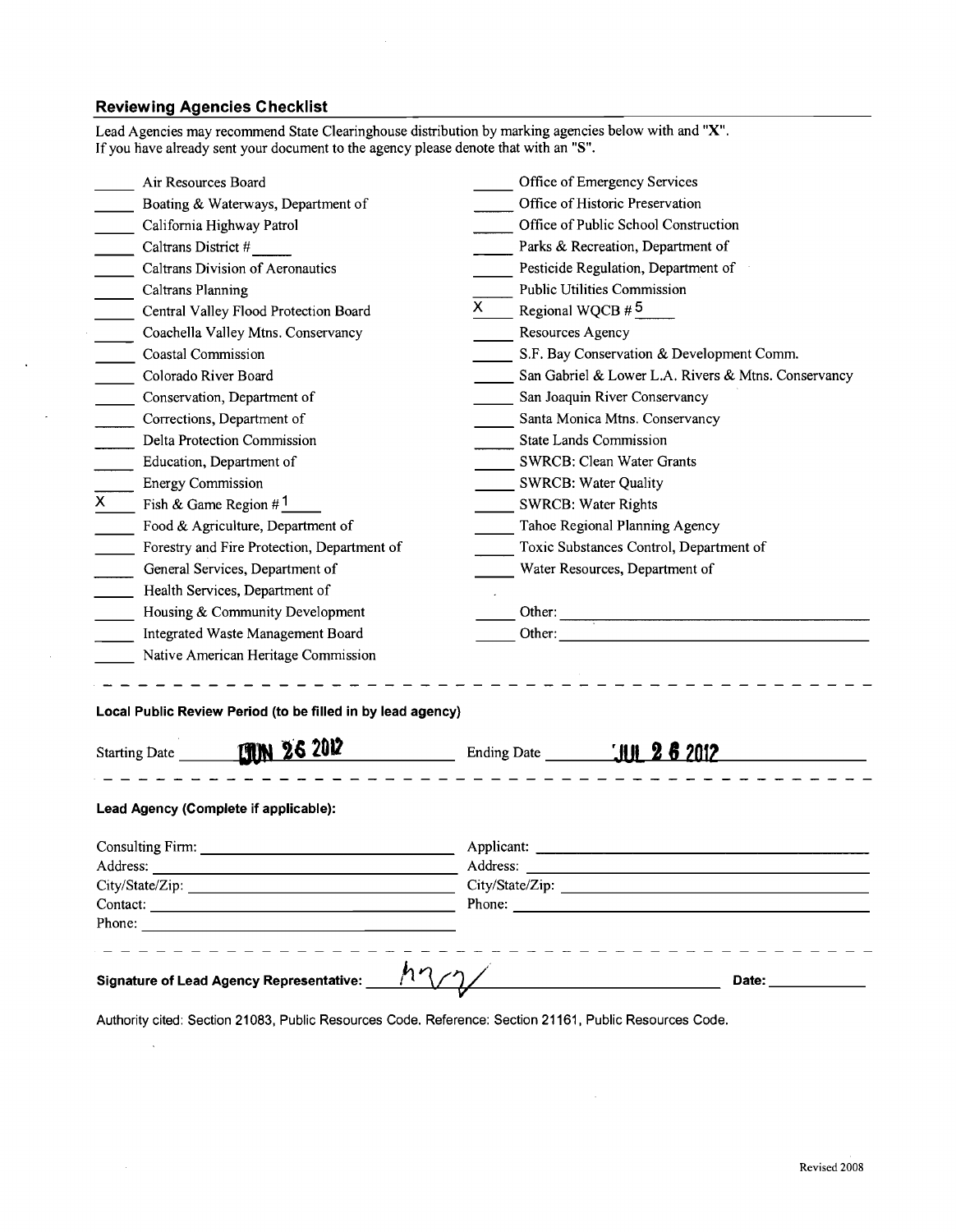## Reviewing Agencies Checklist

Lead Agencies may recommend State Clearinghouse distribution by marking agencies below with and "X".
If you have already sent your document to the agency please denote that with an "S".

- ____ Air Resources Board
- ____ Boating & Waterways, Department of
- ____ California Highway Patrol
- ____ Caltrans District # ____
- ____ Caltrans Division of Aeronautics
- ____ Caltrans Planning
- ____ Central Valley Flood Protection Board
- ____ Coachella Valley Mtns. Conservancy
- ____ Coastal Commission
- ____ Colorado River Board
- ____ Conservation, Department of
- ____ Corrections, Department of
- ____ Delta Protection Commission
- ____ Education, Department of
- ____ Energy Commission
- X Fish & Game Region # 1
- ____ Food & Agriculture, Department of
- ____ Forestry and Fire Protection, Department of
- ____ General Services, Department of
- ____ Health Services, Department of
- ____ Housing & Community Development
- ____ Integrated Waste Management Board
- ____ Native American Heritage Commission
- ____ Office of Emergency Services
- ____ Office of Historic Preservation
- ____ Office of Public School Construction
- ____ Parks & Recreation, Department of
- ____ Pesticide Regulation, Department of
- ____ Public Utilities Commission
- X Regional WQCB # 5
- ____ Resources Agency
- ____ S.F. Bay Conservation & Development Comm.
- ____ San Gabriel & Lower L.A. Rivers & Mtns. Conservancy
- ____ San Joaquin River Conservancy
- ____ Santa Monica Mtns. Conservancy
- ____ State Lands Commission
- ____ SWRCB: Clean Water Grants
- ____ SWRCB: Water Quality
- ____ SWRCB: Water Rights
- ____ Tahoe Regional Planning Agency
- ____ Toxic Substances Control, Department of
- ____ Water Resources, Department of
- ____ Other: ____________
- ____ Other: ____________

---

**Local Public Review Period (to be filled in by lead agency)**

Starting Date JUN 26 2012 Ending Date JUL 26 2012

---

**Lead Agency (Complete if applicable):**

Consulting Firm: ____________
Address: ____________
City/State/Zip: ____________
Contact: ____________
Phone: ____________

Applicant: ____________
Address: ____________
City/State/Zip: ____________
Phone: ____________

---

**Signature of Lead Agency Representative:** [signature] **Date:** ____________

Authority cited: Section 21083, Public Resources Code. Reference: Section 21161, Public Resources Code.

Revised 2008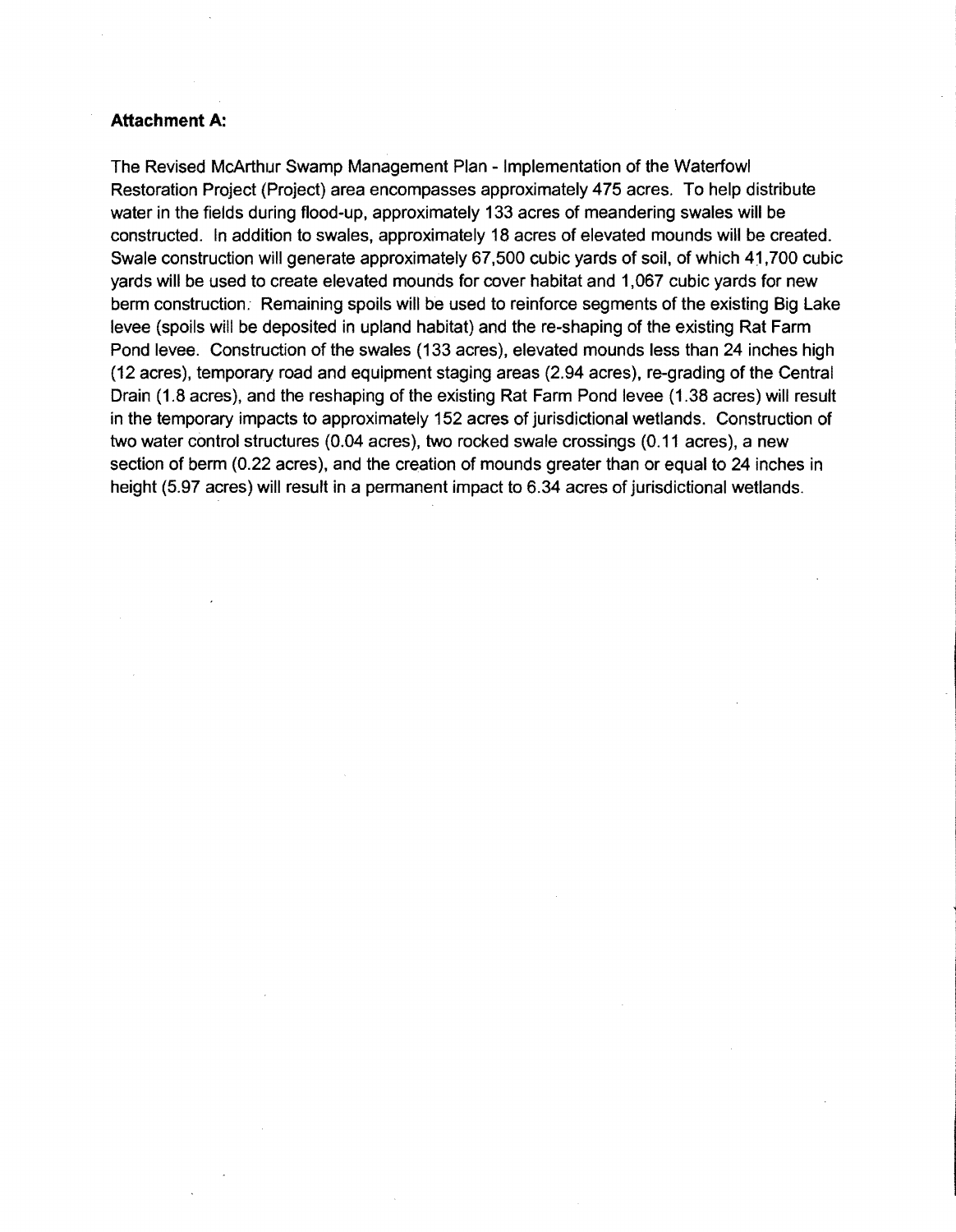**Attachment A:**

The Revised McArthur Swamp Management Plan - Implementation of the Waterfowl Restoration Project (Project) area encompasses approximately 475 acres. To help distribute water in the fields during flood-up, approximately 133 acres of meandering swales will be constructed. In addition to swales, approximately 18 acres of elevated mounds will be created. Swale construction will generate approximately 67,500 cubic yards of soil, of which 41,700 cubic yards will be used to create elevated mounds for cover habitat and 1,067 cubic yards for new berm construction. Remaining spoils will be used to reinforce segments of the existing Big Lake levee (spoils will be deposited in upland habitat) and the re-shaping of the existing Rat Farm Pond levee. Construction of the swales (133 acres), elevated mounds less than 24 inches high (12 acres), temporary road and equipment staging areas (2.94 acres), re-grading of the Central Drain (1.8 acres), and the reshaping of the existing Rat Farm Pond levee (1.38 acres) will result in the temporary impacts to approximately 152 acres of jurisdictional wetlands. Construction of two water control structures (0.04 acres), two rocked swale crossings (0.11 acres), a new section of berm (0.22 acres), and the creation of mounds greater than or equal to 24 inches in height (5.97 acres) will result in a permanent impact to 6.34 acres of jurisdictional wetlands.